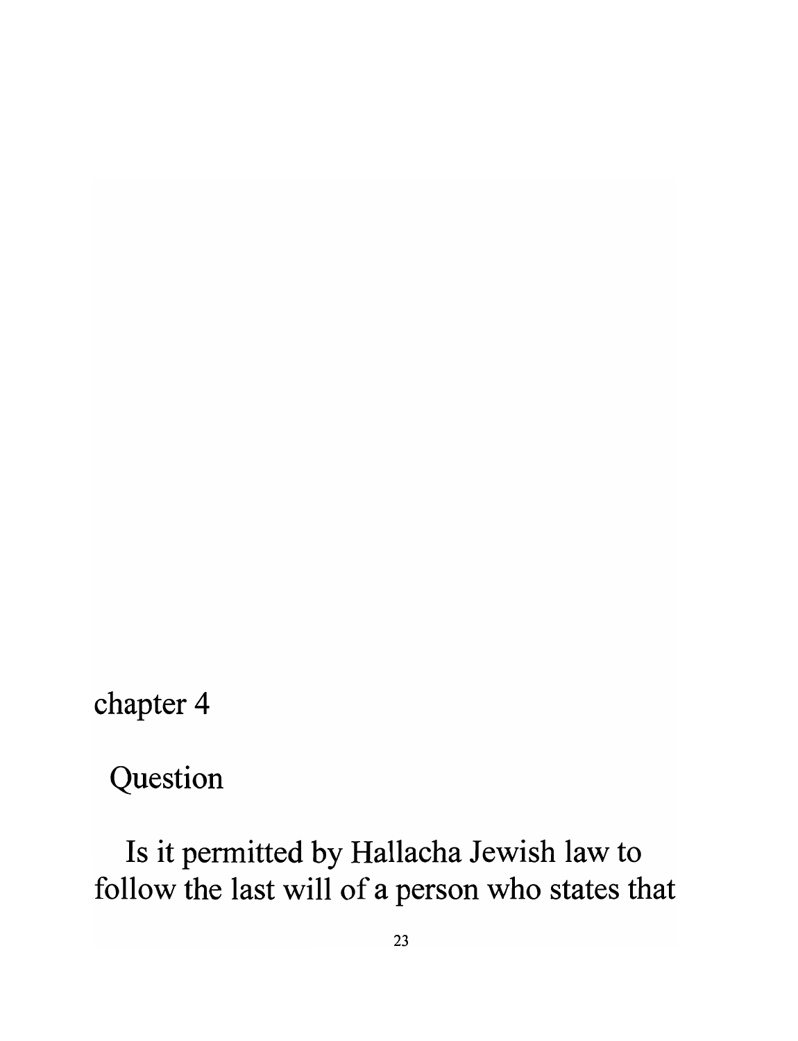## chapter 4

### Question

Is it permitted by Hallacha Jewish law to follow the last will of a person who states that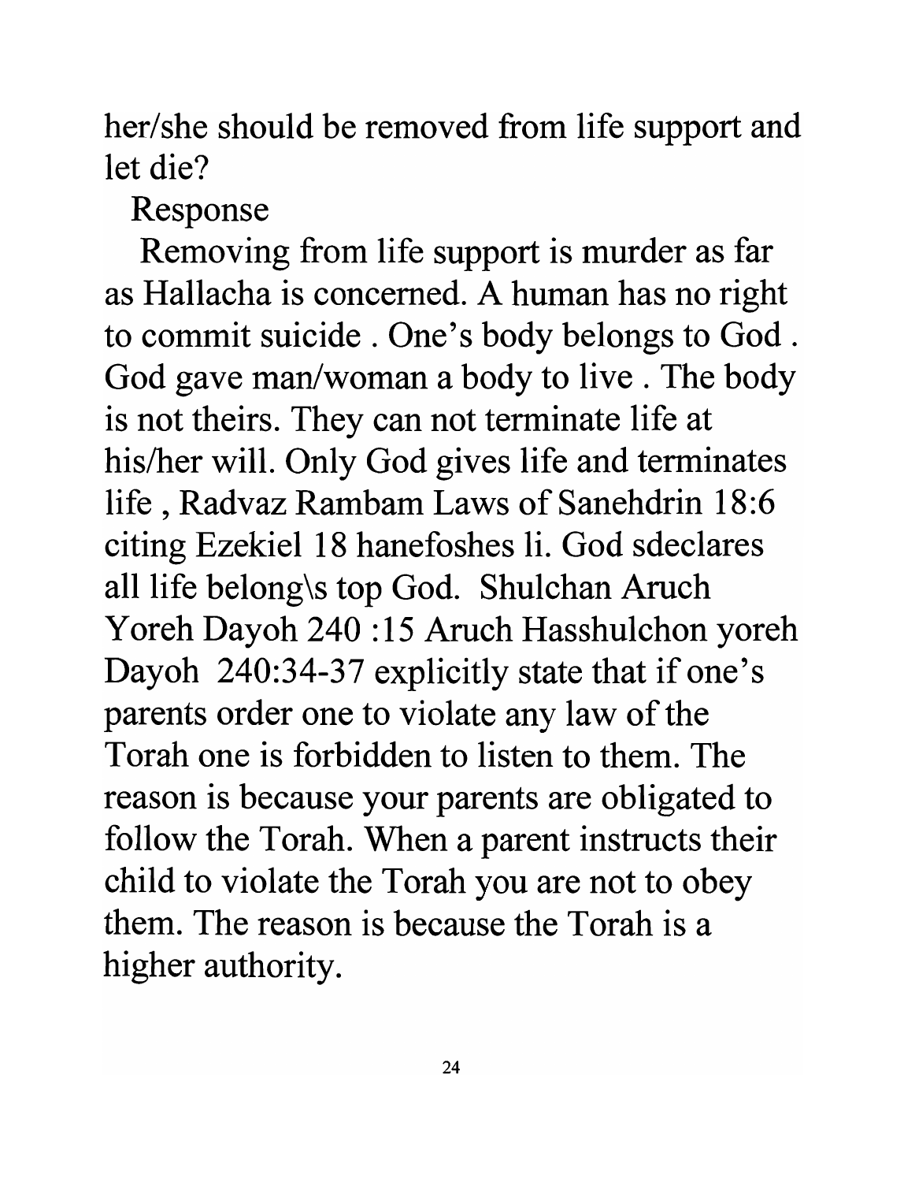her/she should be removed from life support and let die?

Response

Removing from life support is murder as far as Hallacha is concerned. A human has no right to commit suicide . One's body belongs to God . God gave man/woman a body to live . The body is not theirs. They can not terminate life at his/her will. Only God gives life and terminates life , Radvaz Rambam Laws of Sanehdrin 18:6 citing Ezekiel 18 hanefoshes li. God sdeclares all life belong\s top God. Shulchan Aruch Yoreh Dayoh 240 :15 Aruch Hasshulchon yoreh Dayoh 240:34-37 explicitly state that if one's parents order one to violate any law of the Torah one is forbidden to listen to them. The reason is because your parents are obligated to follow the Torah. When a parent instructs their child to violate the Torah you are not to obey them. The reason is because the Torah is a higher authority.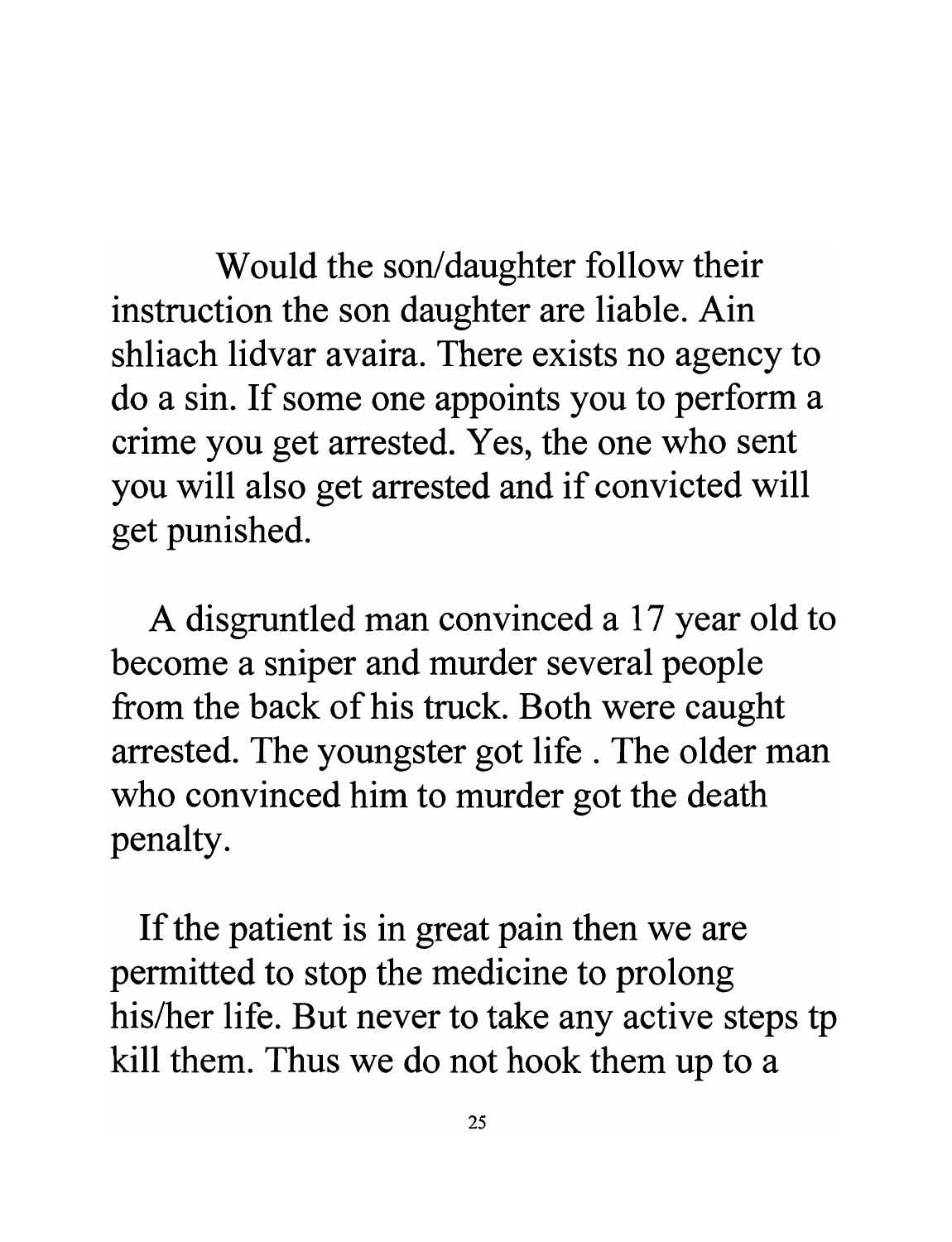Would the son/daughter follow their instruction the son daughter are liable. Ain shliach lidvar avaira. There exists no agency to do a sin. If some one appoints you to perform a crime you get arrested. Yes, the one who sent you will also get arrested and if convicted will get punished.

A disgruntled man convinced a 17 year old to become a sniper and murder several people from the back of his truck. Both were caught arrested. The youngster got life . The older man who convinced him to murder got the death penalty.

If the patient is in great pain then we are permitted to stop the medicine to prolong his/her life. But never to take any active steps tp kill them. Thus we do not hook them up to a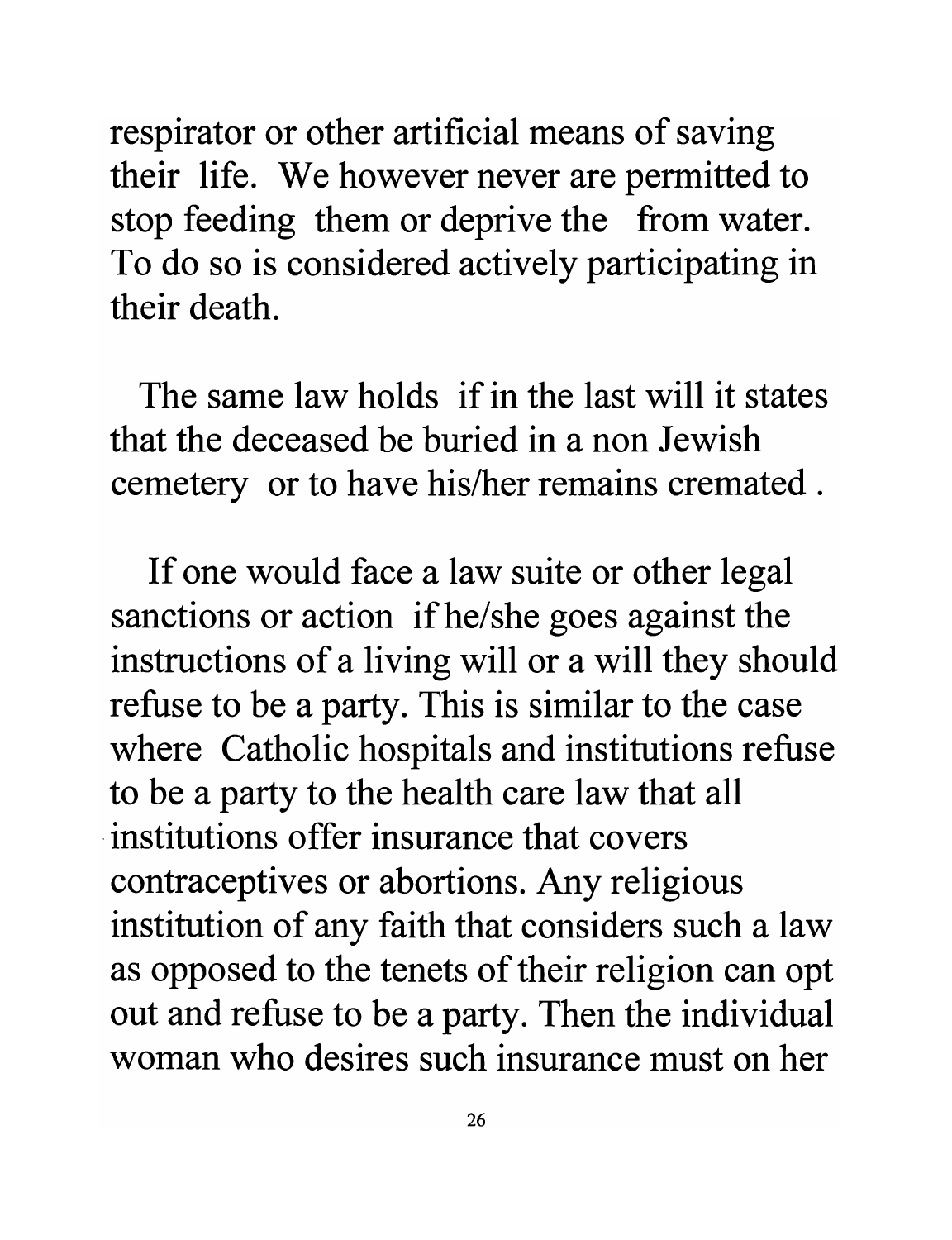respirator or other artificial means of saving their life. We however never are permitted to stop feeding them or deprive the from water. To do so is considered actively participating in their death.

The same law holds if in the last will it states that the deceased be buried in a non Jewish cemetery or to have his/her remains cremated .

If one would face a law suite or other legal sanctions or action if he/she goes against the instructions of a living will or a will they should refuse to be a party. This is similar to the case where Catholic hospitals and institutions refuse to be a party to the health care law that all institutions offer insurance that covers contraceptives or abortions. Any religious institution of any faith that considers such a law as opposed to the tenets of their religion can opt out and refuse to be a party. Then the individual woman who desires such insurance must on her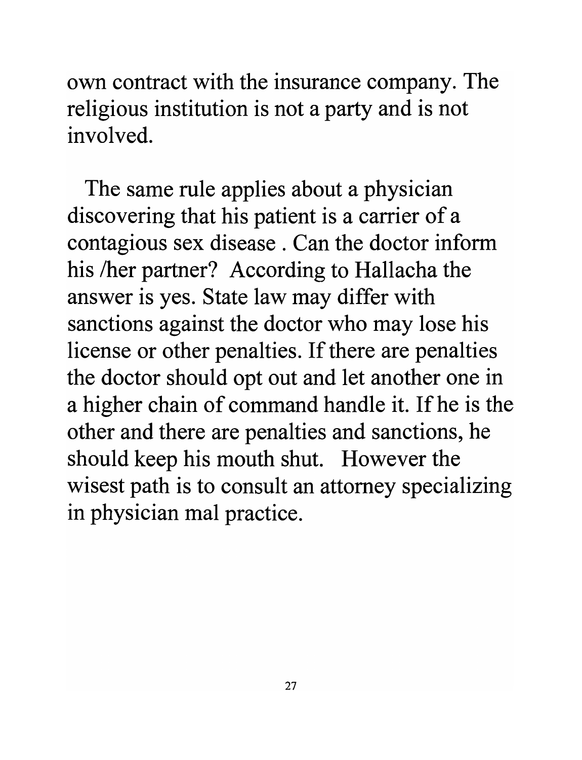own contract with the insurance company. The religious institution is not a party and is not involved.

The same rule applies about a physician discovering that his patient is a carrier of a contagious sex disease . Can the doctor inform his /her partner? According to Hallacha the answer is yes. State law may differ with sanctions against the doctor who may lose his license or other penalties. If there are penalties the doctor should opt out and let another one in a higher chain of command handle it. If he is the other and there are penalties and sanctions, he should keep his mouth shut. However the wisest path is to consult an attorney specializing in physician mal practice.